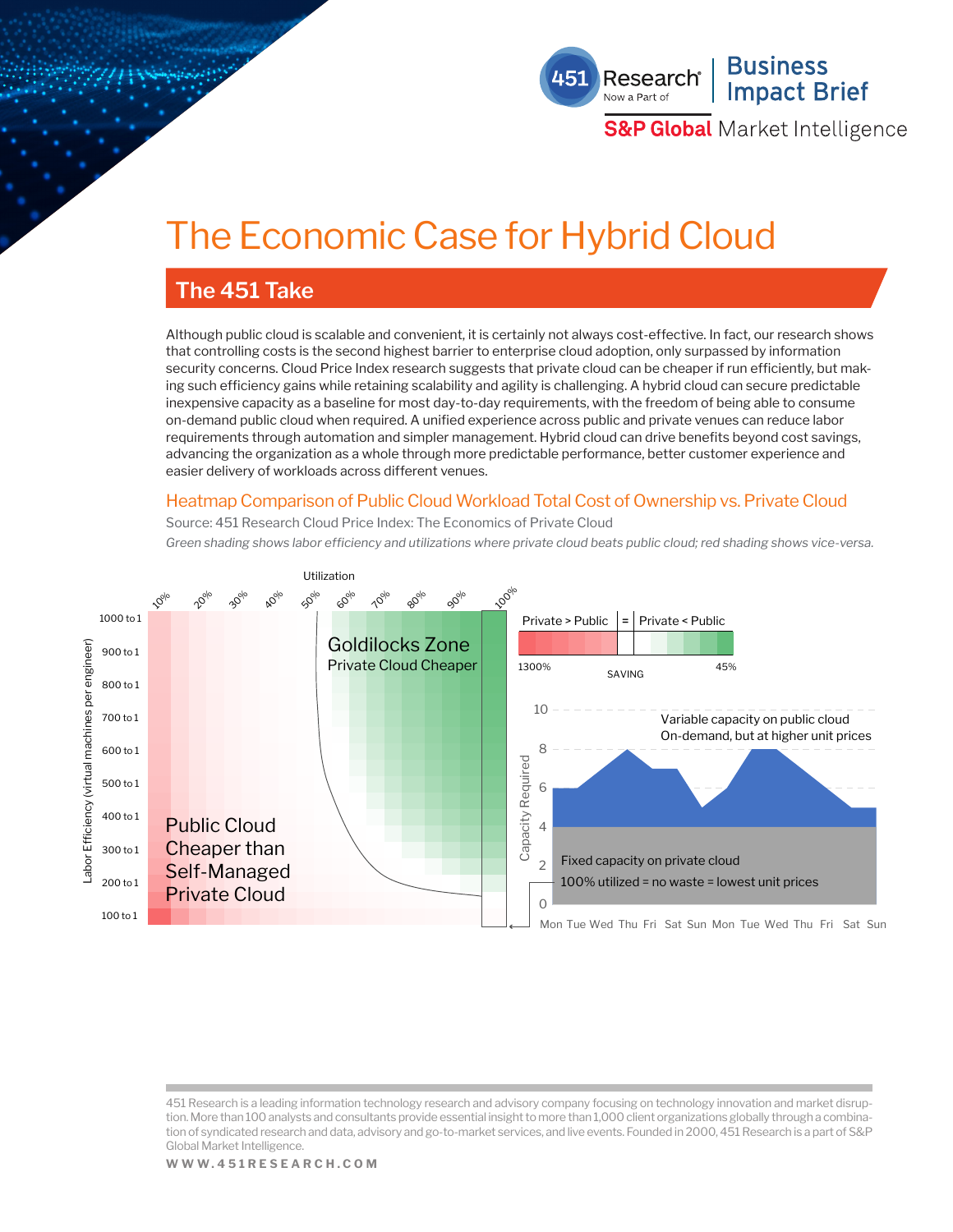# The Economic Case for Hybrid Cloud

## The 451 Take

Although public cloud is scalable and convenient, it is certainly not always cost-effective. In fact, our research shows that controlling costs is the second highest barrier to enterprise cloud adoption, only surpassed by information security concerns. Cloud Price Index research suggests that private cloud can be cheaper if run efficiently, but making such efficiency gains while retaining scalability and agility is challenging. A hybrid cloud can secure predictable inexpensive capacity as a baseline for most day-to-day requirements, with the freedom of being able to consume on-demand public cloud when required. A unified experience across public and private venues can reduce labor requirements through automation and simpler management. Hybrid cloud can drive benefits beyond cost savings, advancing the organization as a whole through more predictable performance, better customer experience and easier delivery of workloads across different venues.

### Heatmap Comparison of Public Cloud Workload Total Cost of Ownership vs. Private Cloud

Source: 451 Research Cloud Price Index: The Economics of Private Cloud

*Green shading shows labor efficiency and utilizations where private cloud beats public cloud; red shading shows vice-versa.*

Utilization: 10%, 20%, 30%, 40%, 50%, 60%, 70%, 80%, 90%, 100%

Labor Efficiency (virtual machines per engineer): 1000 to 1, 900 to 1, 800 to 1, 700 to 1, 600 to 1, 500 to 1, 400 to 1, 300 to 1, 200 to 1, 100 to 1

Goldilocks Zone — Private Cloud Cheaper

Public Cloud Cheaper than Self-Managed Private Cloud

Private > Public | = | Private < Public

1300% — SAVING — 45%

Capacity Required: 0, 2, 4, 6, 8, 10

Variable capacity on public cloud — On-demand, but at higher unit prices

Fixed capacity on private cloud — 100% utilized = no waste = lowest unit prices

Mon Tue Wed Thu Fri Sat Sun Mon Tue Wed Thu Fri Sat Sun

451 Research is a leading information technology research and advisory company focusing on technology innovation and market disruption. More than 100 analysts and consultants provide essential insight to more than 1,000 client organizations globally through a combination of syndicated research and data, advisory and go-to-market services, and live events. Founded in 2000, 451 Research is a part of S&P Global Market Intelligence.

WWW.451RESEARCH.COM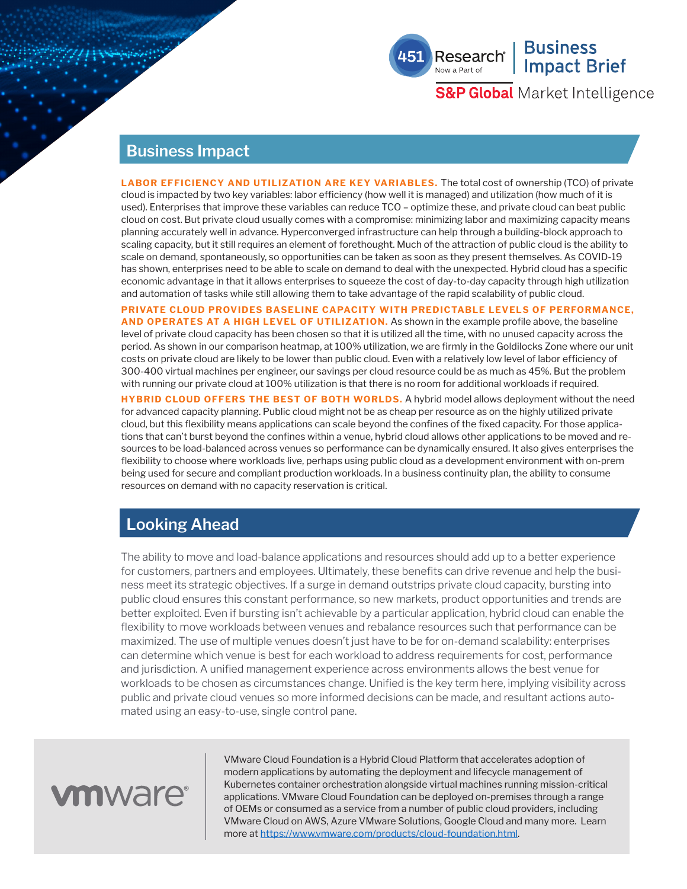## Business Impact

**LABOR EFFICIENCY AND UTILIZATION ARE KEY VARIABLES.** The total cost of ownership (TCO) of private cloud is impacted by two key variables: labor efficiency (how well it is managed) and utilization (how much of it is used). Enterprises that improve these variables can reduce TCO – optimize these, and private cloud can beat public cloud on cost. But private cloud usually comes with a compromise: minimizing labor and maximizing capacity means planning accurately well in advance. Hyperconverged infrastructure can help through a building-block approach to scaling capacity, but it still requires an element of forethought. Much of the attraction of public cloud is the ability to scale on demand, spontaneously, so opportunities can be taken as soon as they present themselves. As COVID-19 has shown, enterprises need to be able to scale on demand to deal with the unexpected. Hybrid cloud has a specific economic advantage in that it allows enterprises to squeeze the cost of day-to-day capacity through high utilization and automation of tasks while still allowing them to take advantage of the rapid scalability of public cloud.

**PRIVATE CLOUD PROVIDES BASELINE CAPACITY WITH PREDICTABLE LEVELS OF PERFORMANCE, AND OPERATES AT A HIGH LEVEL OF UTILIZATION.** As shown in the example profile above, the baseline level of private cloud capacity has been chosen so that it is utilized all the time, with no unused capacity across the period. As shown in our comparison heatmap, at 100% utilization, we are firmly in the Goldilocks Zone where our unit costs on private cloud are likely to be lower than public cloud. Even with a relatively low level of labor efficiency of 300-400 virtual machines per engineer, our savings per cloud resource could be as much as 45%. But the problem with running our private cloud at 100% utilization is that there is no room for additional workloads if required.

**HYBRID CLOUD OFFERS THE BEST OF BOTH WORLDS.** A hybrid model allows deployment without the need for advanced capacity planning. Public cloud might not be as cheap per resource as on the highly utilized private cloud, but this flexibility means applications can scale beyond the confines of the fixed capacity. For those applications that can't burst beyond the confines within a venue, hybrid cloud allows other applications to be moved and resources to be load-balanced across venues so performance can be dynamically ensured. It also gives enterprises the flexibility to choose where workloads live, perhaps using public cloud as a development environment with on-prem being used for secure and compliant production workloads. In a business continuity plan, the ability to consume resources on demand with no capacity reservation is critical.

## Looking Ahead

The ability to move and load-balance applications and resources should add up to a better experience for customers, partners and employees. Ultimately, these benefits can drive revenue and help the business meet its strategic objectives. If a surge in demand outstrips private cloud capacity, bursting into public cloud ensures this constant performance, so new markets, product opportunities and trends are better exploited. Even if bursting isn't achievable by a particular application, hybrid cloud can enable the flexibility to move workloads between venues and rebalance resources such that performance can be maximized. The use of multiple venues doesn't just have to be for on-demand scalability: enterprises can determine which venue is best for each workload to address requirements for cost, performance and jurisdiction. A unified management experience across environments allows the best venue for workloads to be chosen as circumstances change. Unified is the key term here, implying visibility across public and private cloud venues so more informed decisions can be made, and resultant actions automated using an easy-to-use, single control pane.

vmware®

VMware Cloud Foundation is a Hybrid Cloud Platform that accelerates adoption of modern applications by automating the deployment and lifecycle management of Kubernetes container orchestration alongside virtual machines running mission-critical applications. VMware Cloud Foundation can be deployed on-premises through a range of OEMs or consumed as a service from a number of public cloud providers, including VMware Cloud on AWS, Azure VMware Solutions, Google Cloud and many more. Learn more at https://www.vmware.com/products/cloud-foundation.html.